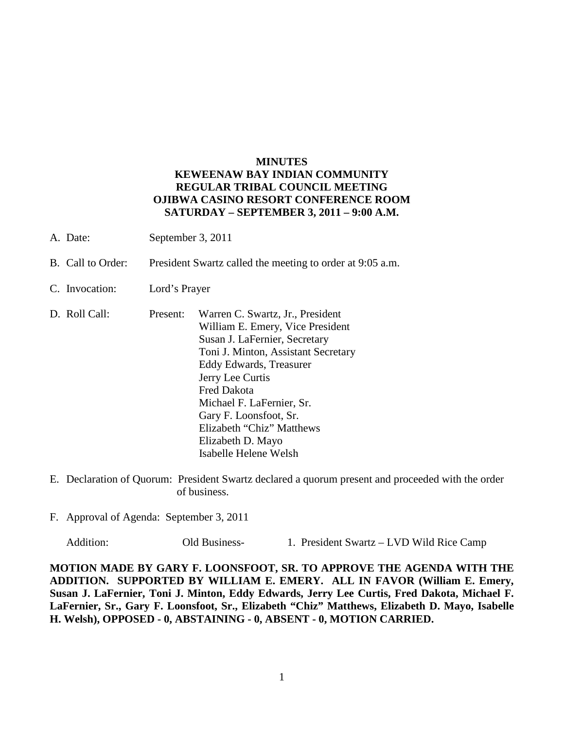**MINUTES**
**KEWEENAW BAY INDIAN COMMUNITY**
**REGULAR TRIBAL COUNCIL MEETING**
**OJIBWA CASINO RESORT CONFERENCE ROOM**
**SATURDAY – SEPTEMBER 3, 2011 – 9:00 A.M.**

A. Date: September 3, 2011

B. Call to Order: President Swartz called the meeting to order at 9:05 a.m.

C. Invocation: Lord's Prayer

D. Roll Call: Present:
   - Warren C. Swartz, Jr., President
   - William E. Emery, Vice President
   - Susan J. LaFernier, Secretary
   - Toni J. Minton, Assistant Secretary
   - Eddy Edwards, Treasurer
   - Jerry Lee Curtis
   - Fred Dakota
   - Michael F. LaFernier, Sr.
   - Gary F. Loonsfoot, Sr.
   - Elizabeth "Chiz" Matthews
   - Elizabeth D. Mayo
   - Isabelle Helene Welsh

E. Declaration of Quorum: President Swartz declared a quorum present and proceeded with the order of business.

F. Approval of Agenda: September 3, 2011

Addition: Old Business- 1. President Swartz – LVD Wild Rice Camp

**MOTION MADE BY GARY F. LOONSFOOT, SR. TO APPROVE THE AGENDA WITH THE ADDITION. SUPPORTED BY WILLIAM E. EMERY. ALL IN FAVOR (William E. Emery, Susan J. LaFernier, Toni J. Minton, Eddy Edwards, Jerry Lee Curtis, Fred Dakota, Michael F. LaFernier, Sr., Gary F. Loonsfoot, Sr., Elizabeth "Chiz" Matthews, Elizabeth D. Mayo, Isabelle H. Welsh), OPPOSED - 0, ABSTAINING - 0, ABSENT - 0, MOTION CARRIED.**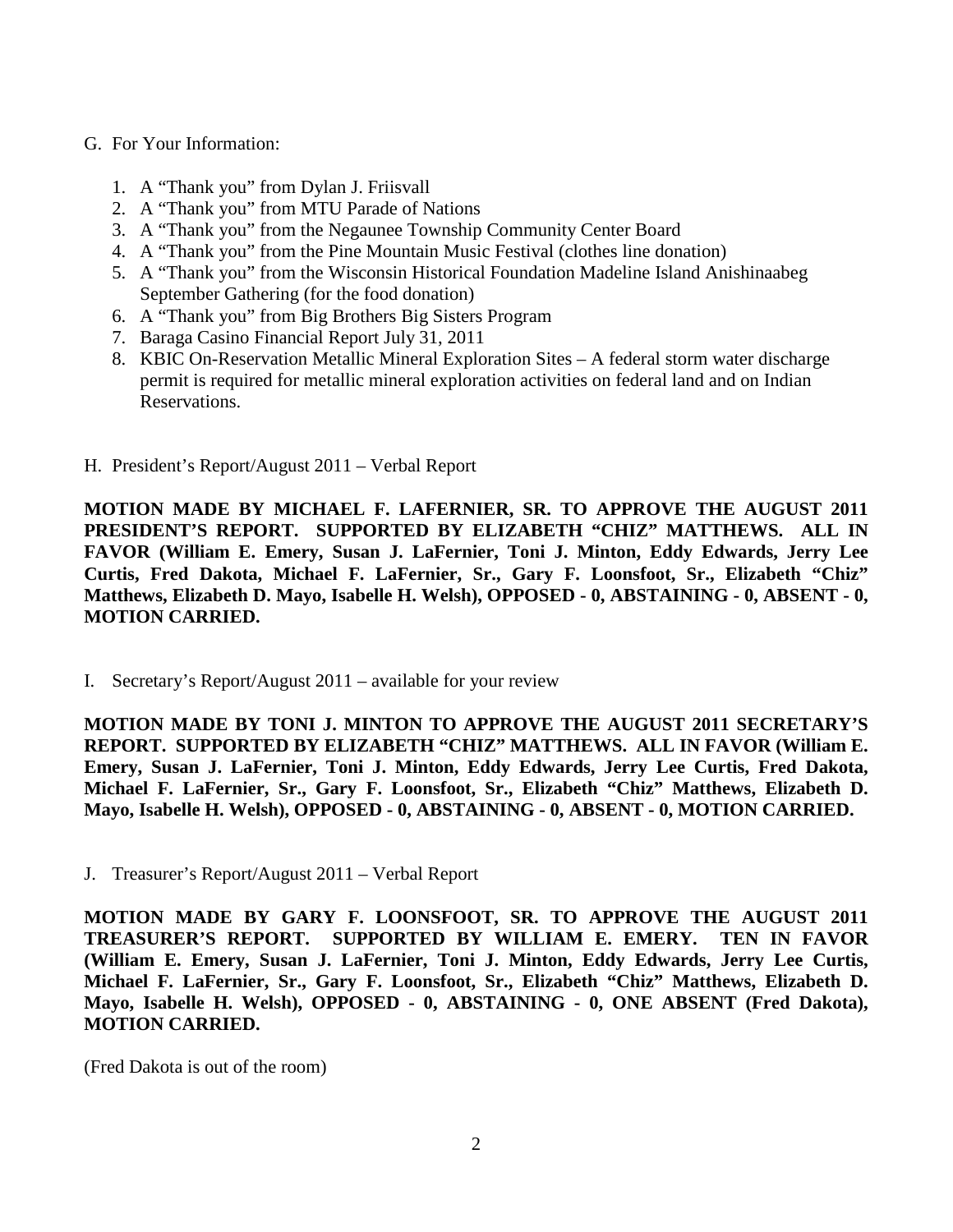G. For Your Information:

1. A “Thank you” from Dylan J. Friisvall
2. A “Thank you” from MTU Parade of Nations
3. A “Thank you” from the Negaunee Township Community Center Board
4. A “Thank you” from the Pine Mountain Music Festival (clothes line donation)
5. A “Thank you” from the Wisconsin Historical Foundation Madeline Island Anishinaabeg September Gathering (for the food donation)
6. A “Thank you” from Big Brothers Big Sisters Program
7. Baraga Casino Financial Report July 31, 2011
8. KBIC On-Reservation Metallic Mineral Exploration Sites – A federal storm water discharge permit is required for metallic mineral exploration activities on federal land and on Indian Reservations.

H. President’s Report/August 2011 – Verbal Report

**MOTION MADE BY MICHAEL F. LAFERNIER, SR. TO APPROVE THE AUGUST 2011 PRESIDENT’S REPORT. SUPPORTED BY ELIZABETH “CHIZ” MATTHEWS. ALL IN FAVOR (William E. Emery, Susan J. LaFernier, Toni J. Minton, Eddy Edwards, Jerry Lee Curtis, Fred Dakota, Michael F. LaFernier, Sr., Gary F. Loonsfoot, Sr., Elizabeth “Chiz” Matthews, Elizabeth D. Mayo, Isabelle H. Welsh), OPPOSED - 0, ABSTAINING - 0, ABSENT - 0, MOTION CARRIED.**

I. Secretary’s Report/August 2011 – available for your review

**MOTION MADE BY TONI J. MINTON TO APPROVE THE AUGUST 2011 SECRETARY’S REPORT. SUPPORTED BY ELIZABETH “CHIZ” MATTHEWS. ALL IN FAVOR (William E. Emery, Susan J. LaFernier, Toni J. Minton, Eddy Edwards, Jerry Lee Curtis, Fred Dakota, Michael F. LaFernier, Sr., Gary F. Loonsfoot, Sr., Elizabeth “Chiz” Matthews, Elizabeth D. Mayo, Isabelle H. Welsh), OPPOSED - 0, ABSTAINING - 0, ABSENT - 0, MOTION CARRIED.**

J. Treasurer’s Report/August 2011 – Verbal Report

**MOTION MADE BY GARY F. LOONSFOOT, SR. TO APPROVE THE AUGUST 2011 TREASURER’S REPORT. SUPPORTED BY WILLIAM E. EMERY. TEN IN FAVOR (William E. Emery, Susan J. LaFernier, Toni J. Minton, Eddy Edwards, Jerry Lee Curtis, Michael F. LaFernier, Sr., Gary F. Loonsfoot, Sr., Elizabeth “Chiz” Matthews, Elizabeth D. Mayo, Isabelle H. Welsh), OPPOSED - 0, ABSTAINING - 0, ONE ABSENT (Fred Dakota), MOTION CARRIED.**

(Fred Dakota is out of the room)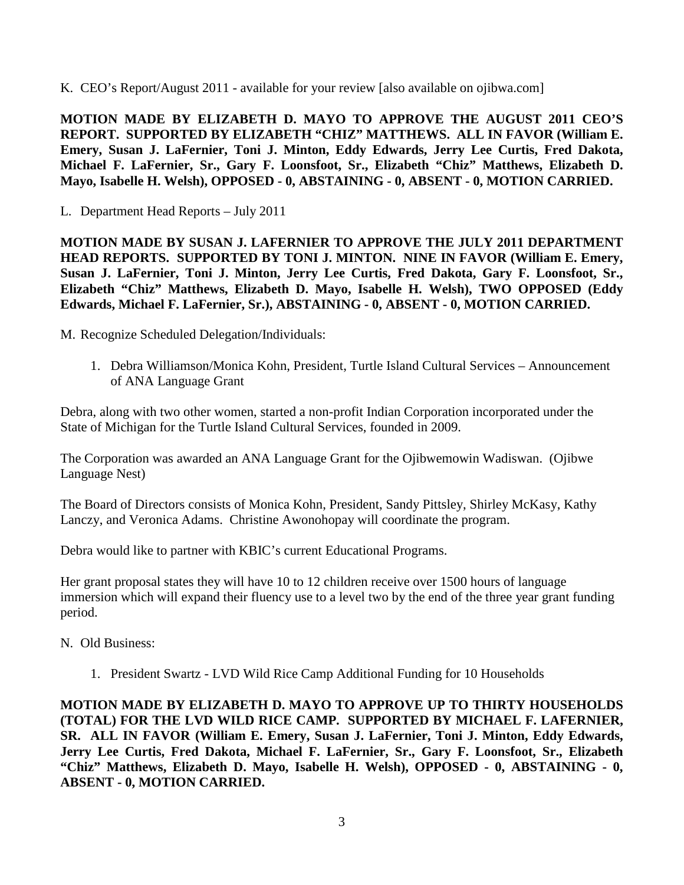K. CEO's Report/August 2011 - available for your review [also available on ojibwa.com]

**MOTION MADE BY ELIZABETH D. MAYO TO APPROVE THE AUGUST 2011 CEO'S REPORT. SUPPORTED BY ELIZABETH "CHIZ" MATTHEWS. ALL IN FAVOR (William E. Emery, Susan J. LaFernier, Toni J. Minton, Eddy Edwards, Jerry Lee Curtis, Fred Dakota, Michael F. LaFernier, Sr., Gary F. Loonsfoot, Sr., Elizabeth "Chiz" Matthews, Elizabeth D. Mayo, Isabelle H. Welsh), OPPOSED - 0, ABSTAINING - 0, ABSENT - 0, MOTION CARRIED.**

L. Department Head Reports – July 2011

**MOTION MADE BY SUSAN J. LAFERNIER TO APPROVE THE JULY 2011 DEPARTMENT HEAD REPORTS. SUPPORTED BY TONI J. MINTON. NINE IN FAVOR (William E. Emery, Susan J. LaFernier, Toni J. Minton, Jerry Lee Curtis, Fred Dakota, Gary F. Loonsfoot, Sr., Elizabeth "Chiz" Matthews, Elizabeth D. Mayo, Isabelle H. Welsh), TWO OPPOSED (Eddy Edwards, Michael F. LaFernier, Sr.), ABSTAINING - 0, ABSENT - 0, MOTION CARRIED.**

M. Recognize Scheduled Delegation/Individuals:

1. Debra Williamson/Monica Kohn, President, Turtle Island Cultural Services – Announcement of ANA Language Grant

Debra, along with two other women, started a non-profit Indian Corporation incorporated under the State of Michigan for the Turtle Island Cultural Services, founded in 2009.

The Corporation was awarded an ANA Language Grant for the Ojibwemowin Wadiswan. (Ojibwe Language Nest)

The Board of Directors consists of Monica Kohn, President, Sandy Pittsley, Shirley McKasy, Kathy Lanczy, and Veronica Adams. Christine Awonohopay will coordinate the program.

Debra would like to partner with KBIC's current Educational Programs.

Her grant proposal states they will have 10 to 12 children receive over 1500 hours of language immersion which will expand their fluency use to a level two by the end of the three year grant funding period.

N. Old Business:

1. President Swartz - LVD Wild Rice Camp Additional Funding for 10 Households

**MOTION MADE BY ELIZABETH D. MAYO TO APPROVE UP TO THIRTY HOUSEHOLDS (TOTAL) FOR THE LVD WILD RICE CAMP. SUPPORTED BY MICHAEL F. LAFERNIER, SR. ALL IN FAVOR (William E. Emery, Susan J. LaFernier, Toni J. Minton, Eddy Edwards, Jerry Lee Curtis, Fred Dakota, Michael F. LaFernier, Sr., Gary F. Loonsfoot, Sr., Elizabeth "Chiz" Matthews, Elizabeth D. Mayo, Isabelle H. Welsh), OPPOSED - 0, ABSTAINING - 0, ABSENT - 0, MOTION CARRIED.**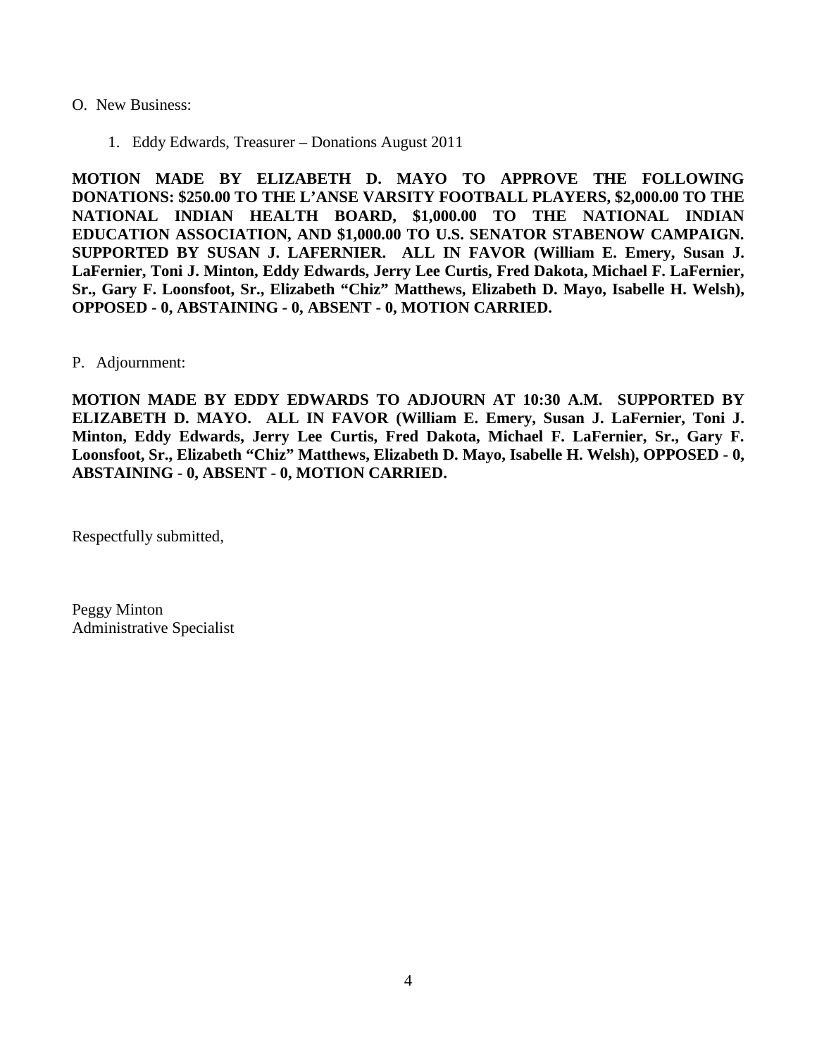O. New Business:

1. Eddy Edwards, Treasurer – Donations August 2011

**MOTION MADE BY ELIZABETH D. MAYO TO APPROVE THE FOLLOWING DONATIONS: $250.00 TO THE L'ANSE VARSITY FOOTBALL PLAYERS, $2,000.00 TO THE NATIONAL INDIAN HEALTH BOARD, $1,000.00 TO THE NATIONAL INDIAN EDUCATION ASSOCIATION, AND $1,000.00 TO U.S. SENATOR STABENOW CAMPAIGN. SUPPORTED BY SUSAN J. LAFERNIER. ALL IN FAVOR (William E. Emery, Susan J. LaFernier, Toni J. Minton, Eddy Edwards, Jerry Lee Curtis, Fred Dakota, Michael F. LaFernier, Sr., Gary F. Loonsfoot, Sr., Elizabeth "Chiz" Matthews, Elizabeth D. Mayo, Isabelle H. Welsh), OPPOSED - 0, ABSTAINING - 0, ABSENT - 0, MOTION CARRIED.**

P. Adjournment:

**MOTION MADE BY EDDY EDWARDS TO ADJOURN AT 10:30 A.M. SUPPORTED BY ELIZABETH D. MAYO. ALL IN FAVOR (William E. Emery, Susan J. LaFernier, Toni J. Minton, Eddy Edwards, Jerry Lee Curtis, Fred Dakota, Michael F. LaFernier, Sr., Gary F. Loonsfoot, Sr., Elizabeth "Chiz" Matthews, Elizabeth D. Mayo, Isabelle H. Welsh), OPPOSED - 0, ABSTAINING - 0, ABSENT - 0, MOTION CARRIED.**

Respectfully submitted,

Peggy Minton
Administrative Specialist